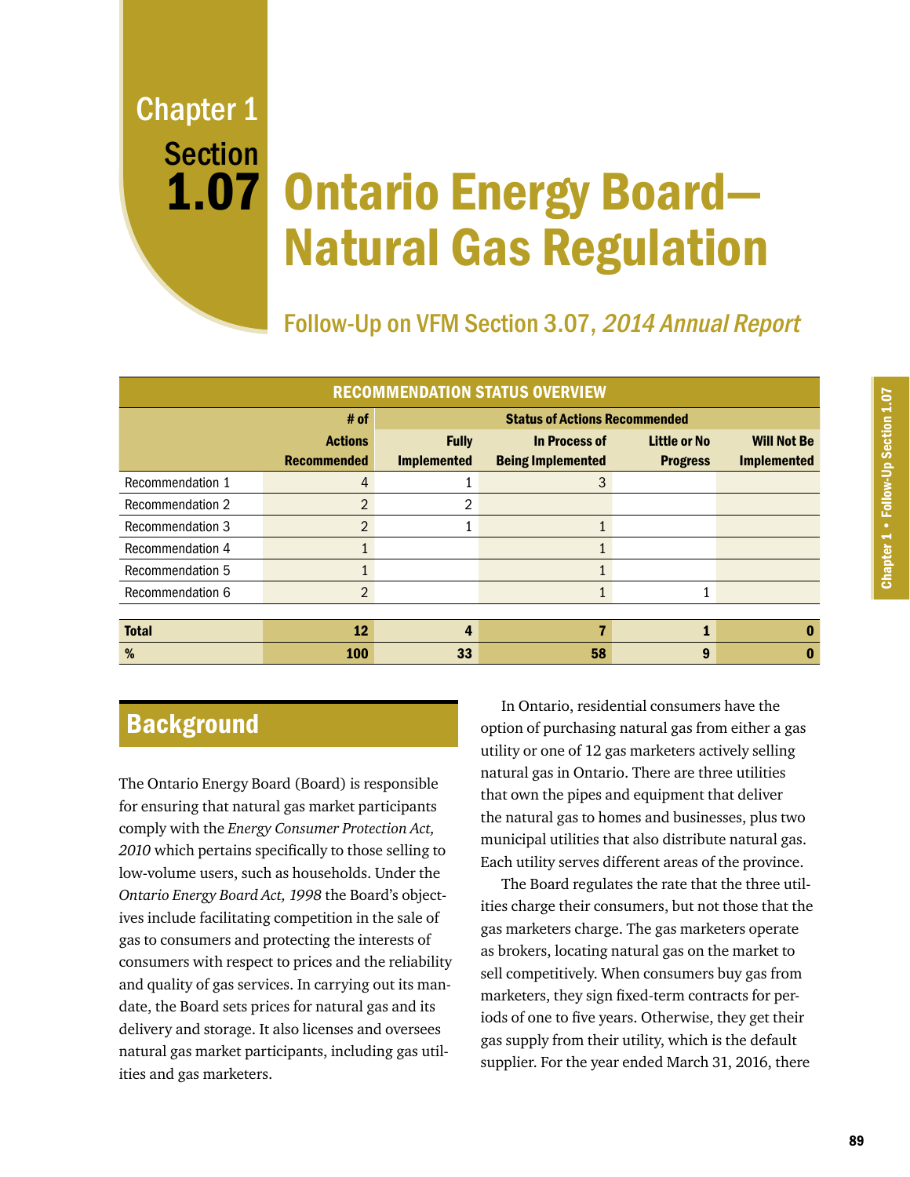# Chapter 1

# Section 1.07 Ontario Energy Board—Natural Gas Regulation

## Follow-Up on VFM Section 3.07, *2014 Annual Report*

| RECOMMENDATION STATUS OVERVIEW | | | | | |
|---|---|---|---|---|---|
| | # of | Status of Actions Recommended | | | |
| | Actions Recommended | Fully Implemented | In Process of Being Implemented | Little or No Progress | Will Not Be Implemented |
| Recommendation 1 | 4 | 1 | 3 | | |
| Recommendation 2 | 2 | 2 | | | |
| Recommendation 3 | 2 | 1 | 1 | | |
| Recommendation 4 | 1 | | 1 | | |
| Recommendation 5 | 1 | | 1 | | |
| Recommendation 6 | 2 | | 1 | 1 | |
| **Total** | **12** | **4** | **7** | **1** | **0** |
| **%** | **100** | **33** | **58** | **9** | **0** |

## Background

The Ontario Energy Board (Board) is responsible for ensuring that natural gas market participants comply with the *Energy Consumer Protection Act, 2010* which pertains specifically to those selling to low-volume users, such as households. Under the *Ontario Energy Board Act, 1998* the Board's objectives include facilitating competition in the sale of gas to consumers and protecting the interests of consumers with respect to prices and the reliability and quality of gas services. In carrying out its mandate, the Board sets prices for natural gas and its delivery and storage. It also licenses and oversees natural gas market participants, including gas utilities and gas marketers.

In Ontario, residential consumers have the option of purchasing natural gas from either a gas utility or one of 12 gas marketers actively selling natural gas in Ontario. There are three utilities that own the pipes and equipment that deliver the natural gas to homes and businesses, plus two municipal utilities that also distribute natural gas. Each utility serves different areas of the province.

The Board regulates the rate that the three utilities charge their consumers, but not those that the gas marketers charge. The gas marketers operate as brokers, locating natural gas on the market to sell competitively. When consumers buy gas from marketers, they sign fixed-term contracts for periods of one to five years. Otherwise, they get their gas supply from their utility, which is the default supplier. For the year ended March 31, 2016, there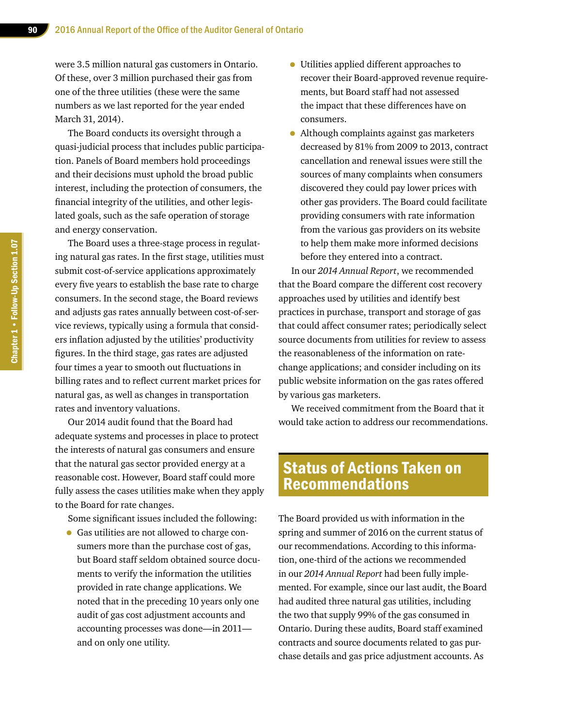were 3.5 million natural gas customers in Ontario. Of these, over 3 million purchased their gas from one of the three utilities (these were the same numbers as we last reported for the year ended March 31, 2014).

The Board conducts its oversight through a quasi-judicial process that includes public participation. Panels of Board members hold proceedings and their decisions must uphold the broad public interest, including the protection of consumers, the financial integrity of the utilities, and other legislated goals, such as the safe operation of storage and energy conservation.

The Board uses a three-stage process in regulating natural gas rates. In the first stage, utilities must submit cost-of-service applications approximately every five years to establish the base rate to charge consumers. In the second stage, the Board reviews and adjusts gas rates annually between cost-of-service reviews, typically using a formula that considers inflation adjusted by the utilities' productivity figures. In the third stage, gas rates are adjusted four times a year to smooth out fluctuations in billing rates and to reflect current market prices for natural gas, as well as changes in transportation rates and inventory valuations.

Our 2014 audit found that the Board had adequate systems and processes in place to protect the interests of natural gas consumers and ensure that the natural gas sector provided energy at a reasonable cost. However, Board staff could more fully assess the cases utilities make when they apply to the Board for rate changes.

Some significant issues included the following:

- Gas utilities are not allowed to charge consumers more than the purchase cost of gas, but Board staff seldom obtained source documents to verify the information the utilities provided in rate change applications. We noted that in the preceding 10 years only one audit of gas cost adjustment accounts and accounting processes was done—in 2011—and on only one utility.
- Utilities applied different approaches to recover their Board-approved revenue requirements, but Board staff had not assessed the impact that these differences have on consumers.
- Although complaints against gas marketers decreased by 81% from 2009 to 2013, contract cancellation and renewal issues were still the sources of many complaints when consumers discovered they could pay lower prices with other gas providers. The Board could facilitate providing consumers with rate information from the various gas providers on its website to help them make more informed decisions before they entered into a contract.

In our *2014 Annual Report*, we recommended that the Board compare the different cost recovery approaches used by utilities and identify best practices in purchase, transport and storage of gas that could affect consumer rates; periodically select source documents from utilities for review to assess the reasonableness of the information on rate-change applications; and consider including on its public website information on the gas rates offered by various gas marketers.

We received commitment from the Board that it would take action to address our recommendations.

## Status of Actions Taken on Recommendations

The Board provided us with information in the spring and summer of 2016 on the current status of our recommendations. According to this information, one-third of the actions we recommended in our *2014 Annual Report* had been fully implemented. For example, since our last audit, the Board had audited three natural gas utilities, including the two that supply 99% of the gas consumed in Ontario. During these audits, Board staff examined contracts and source documents related to gas purchase details and gas price adjustment accounts. As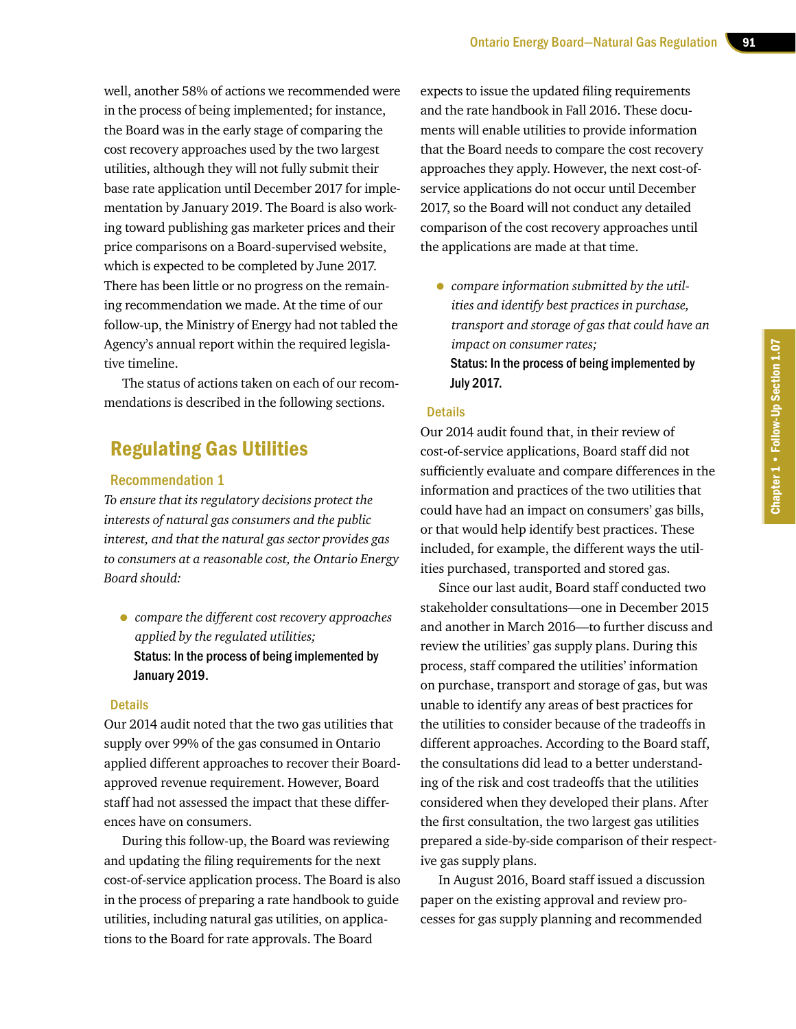well, another 58% of actions we recommended were in the process of being implemented; for instance, the Board was in the early stage of comparing the cost recovery approaches used by the two largest utilities, although they will not fully submit their base rate application until December 2017 for implementation by January 2019. The Board is also working toward publishing gas marketer prices and their price comparisons on a Board-supervised website, which is expected to be completed by June 2017. There has been little or no progress on the remaining recommendation we made. At the time of our follow-up, the Ministry of Energy had not tabled the Agency's annual report within the required legislative timeline.

The status of actions taken on each of our recommendations is described in the following sections.

## Regulating Gas Utilities

### Recommendation 1

*To ensure that its regulatory decisions protect the interests of natural gas consumers and the public interest, and that the natural gas sector provides gas to consumers at a reasonable cost, the Ontario Energy Board should:*

- *compare the different cost recovery approaches applied by the regulated utilities;*
  **Status: In the process of being implemented by January 2019.**

#### Details

Our 2014 audit noted that the two gas utilities that supply over 99% of the gas consumed in Ontario applied different approaches to recover their Board-approved revenue requirement. However, Board staff had not assessed the impact that these differences have on consumers.

During this follow-up, the Board was reviewing and updating the filing requirements for the next cost-of-service application process. The Board is also in the process of preparing a rate handbook to guide utilities, including natural gas utilities, on applications to the Board for rate approvals. The Board expects to issue the updated filing requirements and the rate handbook in Fall 2016. These documents will enable utilities to provide information that the Board needs to compare the cost recovery approaches they apply. However, the next cost-of-service applications do not occur until December 2017, so the Board will not conduct any detailed comparison of the cost recovery approaches until the applications are made at that time.

- *compare information submitted by the utilities and identify best practices in purchase, transport and storage of gas that could have an impact on consumer rates;*
  **Status: In the process of being implemented by July 2017.**

#### Details

Our 2014 audit found that, in their review of cost-of-service applications, Board staff did not sufficiently evaluate and compare differences in the information and practices of the two utilities that could have had an impact on consumers' gas bills, or that would help identify best practices. These included, for example, the different ways the utilities purchased, transported and stored gas.

Since our last audit, Board staff conducted two stakeholder consultations—one in December 2015 and another in March 2016—to further discuss and review the utilities' gas supply plans. During this process, staff compared the utilities' information on purchase, transport and storage of gas, but was unable to identify any areas of best practices for the utilities to consider because of the tradeoffs in different approaches. According to the Board staff, the consultations did lead to a better understanding of the risk and cost tradeoffs that the utilities considered when they developed their plans. After the first consultation, the two largest gas utilities prepared a side-by-side comparison of their respective gas supply plans.

In August 2016, Board staff issued a discussion paper on the existing approval and review processes for gas supply planning and recommended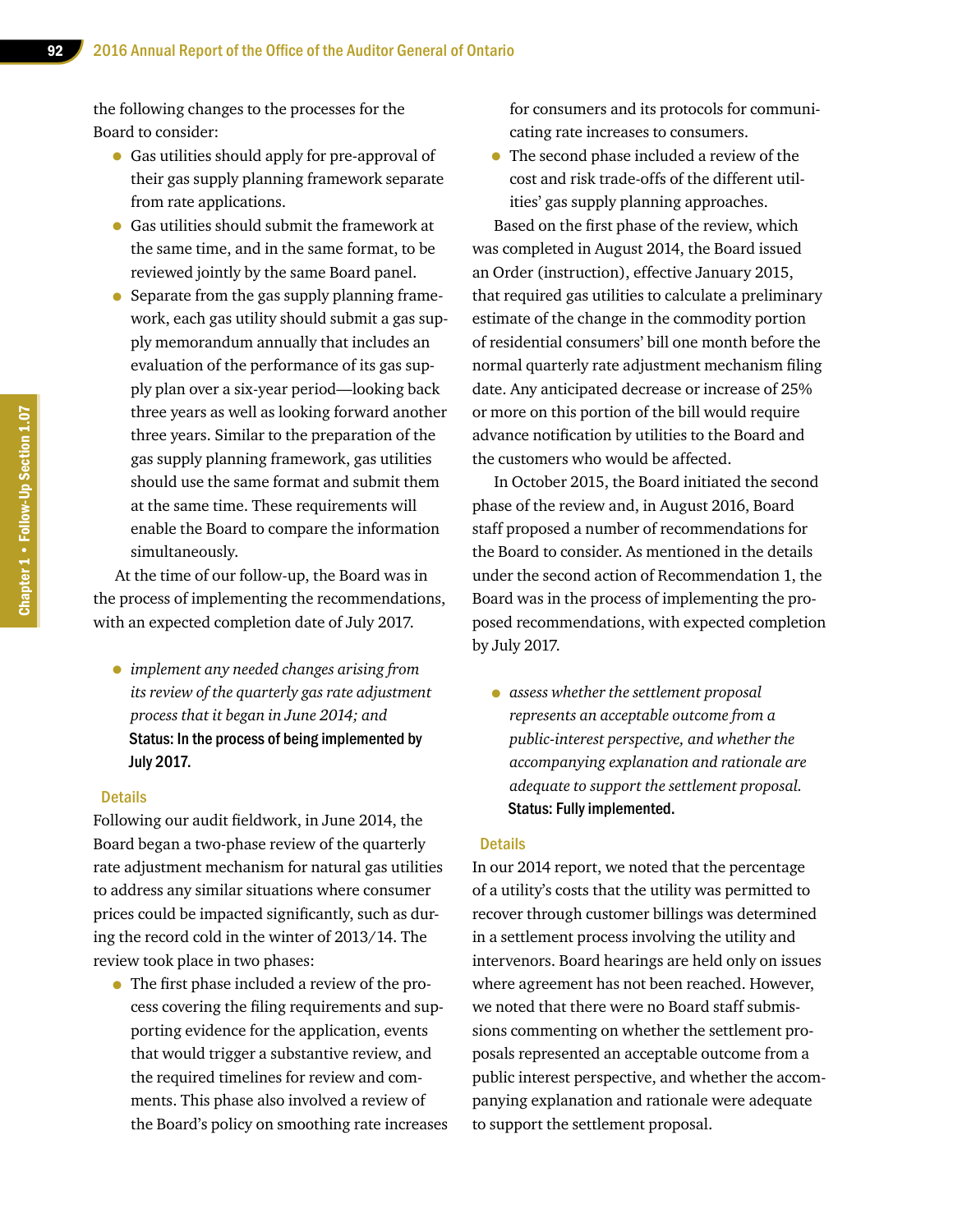the following changes to the processes for the Board to consider:

- Gas utilities should apply for pre-approval of their gas supply planning framework separate from rate applications.
- Gas utilities should submit the framework at the same time, and in the same format, to be reviewed jointly by the same Board panel.
- Separate from the gas supply planning framework, each gas utility should submit a gas supply memorandum annually that includes an evaluation of the performance of its gas supply plan over a six-year period—looking back three years as well as looking forward another three years. Similar to the preparation of the gas supply planning framework, gas utilities should use the same format and submit them at the same time. These requirements will enable the Board to compare the information simultaneously.

At the time of our follow-up, the Board was in the process of implementing the recommendations, with an expected completion date of July 2017.

- *implement any needed changes arising from its review of the quarterly gas rate adjustment process that it began in June 2014; and*

**Status: In the process of being implemented by July 2017.**

### Details

Following our audit fieldwork, in June 2014, the Board began a two-phase review of the quarterly rate adjustment mechanism for natural gas utilities to address any similar situations where consumer prices could be impacted significantly, such as during the record cold in the winter of 2013/14. The review took place in two phases:

- The first phase included a review of the process covering the filing requirements and supporting evidence for the application, events that would trigger a substantive review, and the required timelines for review and comments. This phase also involved a review of the Board's policy on smoothing rate increases for consumers and its protocols for communicating rate increases to consumers.
- The second phase included a review of the cost and risk trade-offs of the different utilities' gas supply planning approaches.

Based on the first phase of the review, which was completed in August 2014, the Board issued an Order (instruction), effective January 2015, that required gas utilities to calculate a preliminary estimate of the change in the commodity portion of residential consumers' bill one month before the normal quarterly rate adjustment mechanism filing date. Any anticipated decrease or increase of 25% or more on this portion of the bill would require advance notification by utilities to the Board and the customers who would be affected.

In October 2015, the Board initiated the second phase of the review and, in August 2016, Board staff proposed a number of recommendations for the Board to consider. As mentioned in the details under the second action of Recommendation 1, the Board was in the process of implementing the proposed recommendations, with expected completion by July 2017.

- *assess whether the settlement proposal represents an acceptable outcome from a public-interest perspective, and whether the accompanying explanation and rationale are adequate to support the settlement proposal.*

**Status: Fully implemented.**

### Details

In our 2014 report, we noted that the percentage of a utility's costs that the utility was permitted to recover through customer billings was determined in a settlement process involving the utility and intervenors. Board hearings are held only on issues where agreement has not been reached. However, we noted that there were no Board staff submissions commenting on whether the settlement proposals represented an acceptable outcome from a public interest perspective, and whether the accompanying explanation and rationale were adequate to support the settlement proposal.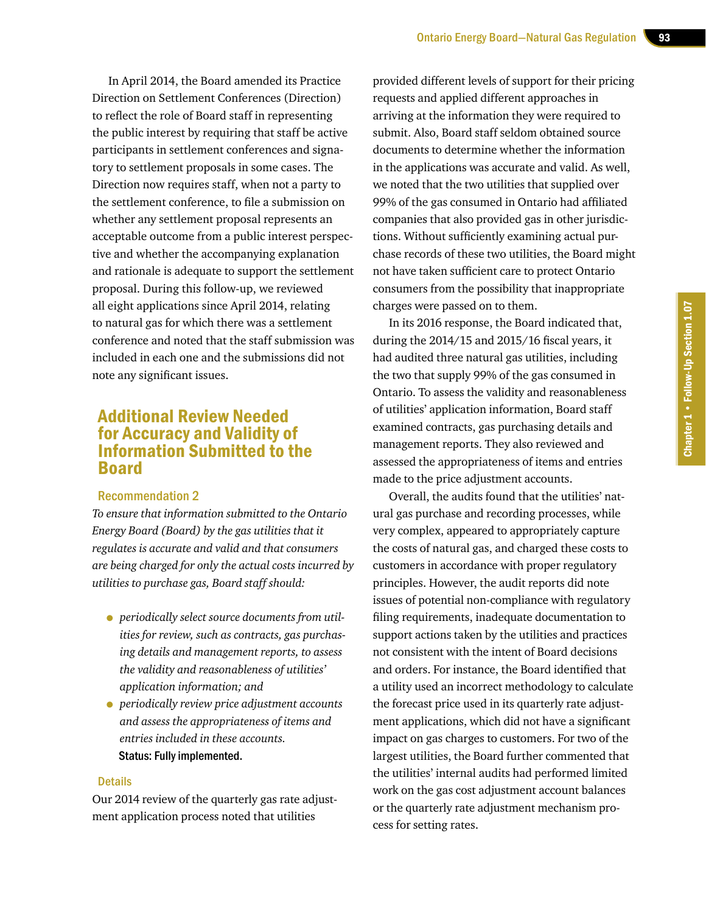In April 2014, the Board amended its Practice Direction on Settlement Conferences (Direction) to reflect the role of Board staff in representing the public interest by requiring that staff be active participants in settlement conferences and signatory to settlement proposals in some cases. The Direction now requires staff, when not a party to the settlement conference, to file a submission on whether any settlement proposal represents an acceptable outcome from a public interest perspective and whether the accompanying explanation and rationale is adequate to support the settlement proposal. During this follow-up, we reviewed all eight applications since April 2014, relating to natural gas for which there was a settlement conference and noted that the staff submission was included in each one and the submissions did not note any significant issues.

## Additional Review Needed for Accuracy and Validity of Information Submitted to the Board

### Recommendation 2

*To ensure that information submitted to the Ontario Energy Board (Board) by the gas utilities that it regulates is accurate and valid and that consumers are being charged for only the actual costs incurred by utilities to purchase gas, Board staff should:*

- *periodically select source documents from utilities for review, such as contracts, gas purchasing details and management reports, to assess the validity and reasonableness of utilities' application information; and*
- *periodically review price adjustment accounts and assess the appropriateness of items and entries included in these accounts.*

**Status: Fully implemented.**

### Details

Our 2014 review of the quarterly gas rate adjustment application process noted that utilities provided different levels of support for their pricing requests and applied different approaches in arriving at the information they were required to submit. Also, Board staff seldom obtained source documents to determine whether the information in the applications was accurate and valid. As well, we noted that the two utilities that supplied over 99% of the gas consumed in Ontario had affiliated companies that also provided gas in other jurisdictions. Without sufficiently examining actual purchase records of these two utilities, the Board might not have taken sufficient care to protect Ontario consumers from the possibility that inappropriate charges were passed on to them.

In its 2016 response, the Board indicated that, during the 2014/15 and 2015/16 fiscal years, it had audited three natural gas utilities, including the two that supply 99% of the gas consumed in Ontario. To assess the validity and reasonableness of utilities' application information, Board staff examined contracts, gas purchasing details and management reports. They also reviewed and assessed the appropriateness of items and entries made to the price adjustment accounts.

Overall, the audits found that the utilities' natural gas purchase and recording processes, while very complex, appeared to appropriately capture the costs of natural gas, and charged these costs to customers in accordance with proper regulatory principles. However, the audit reports did note issues of potential non-compliance with regulatory filing requirements, inadequate documentation to support actions taken by the utilities and practices not consistent with the intent of Board decisions and orders. For instance, the Board identified that a utility used an incorrect methodology to calculate the forecast price used in its quarterly rate adjustment applications, which did not have a significant impact on gas charges to customers. For two of the largest utilities, the Board further commented that the utilities' internal audits had performed limited work on the gas cost adjustment account balances or the quarterly rate adjustment mechanism process for setting rates.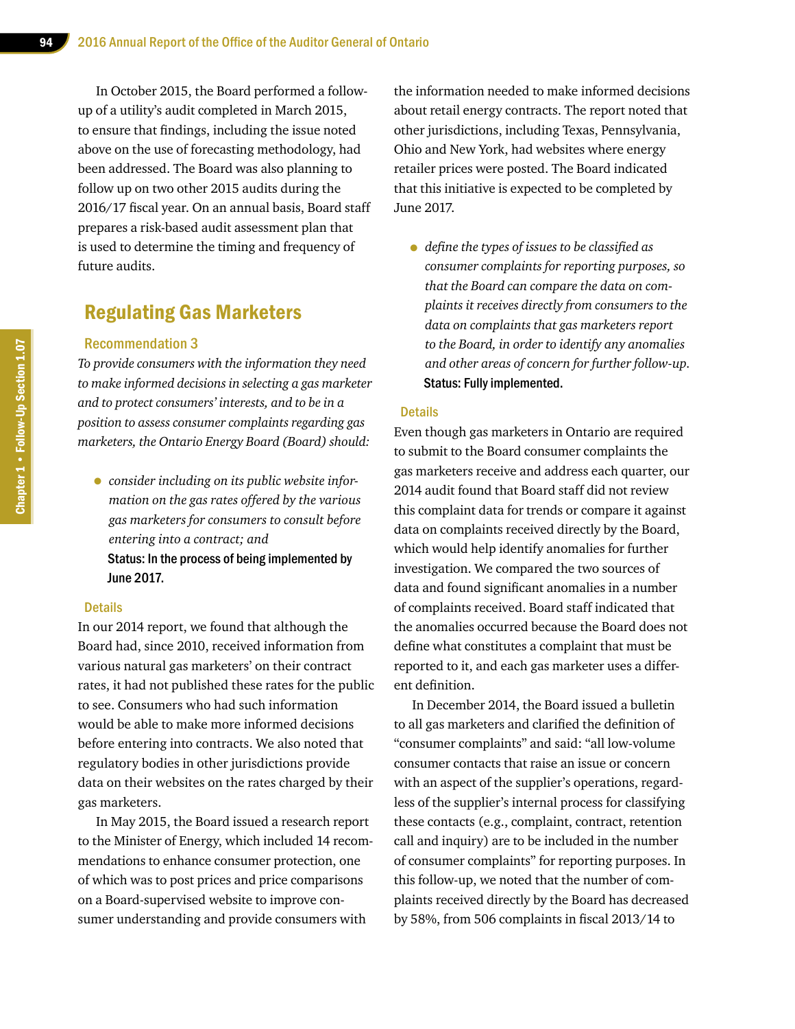In October 2015, the Board performed a follow-up of a utility's audit completed in March 2015, to ensure that findings, including the issue noted above on the use of forecasting methodology, had been addressed. The Board was also planning to follow up on two other 2015 audits during the 2016/17 fiscal year. On an annual basis, Board staff prepares a risk-based audit assessment plan that is used to determine the timing and frequency of future audits.

## Regulating Gas Marketers

### Recommendation 3

*To provide consumers with the information they need to make informed decisions in selecting a gas marketer and to protect consumers' interests, and to be in a position to assess consumer complaints regarding gas marketers, the Ontario Energy Board (Board) should:*

- *consider including on its public website information on the gas rates offered by the various gas marketers for consumers to consult before entering into a contract; and*

  **Status: In the process of being implemented by June 2017.**

#### Details

In our 2014 report, we found that although the Board had, since 2010, received information from various natural gas marketers' on their contract rates, it had not published these rates for the public to see. Consumers who had such information would be able to make more informed decisions before entering into contracts. We also noted that regulatory bodies in other jurisdictions provide data on their websites on the rates charged by their gas marketers.

In May 2015, the Board issued a research report to the Minister of Energy, which included 14 recommendations to enhance consumer protection, one of which was to post prices and price comparisons on a Board-supervised website to improve consumer understanding and provide consumers with the information needed to make informed decisions about retail energy contracts. The report noted that other jurisdictions, including Texas, Pennsylvania, Ohio and New York, had websites where energy retailer prices were posted. The Board indicated that this initiative is expected to be completed by June 2017.

- *define the types of issues to be classified as consumer complaints for reporting purposes, so that the Board can compare the data on complaints it receives directly from consumers to the data on complaints that gas marketers report to the Board, in order to identify any anomalies and other areas of concern for further follow-up.*

  **Status: Fully implemented.**

#### Details

Even though gas marketers in Ontario are required to submit to the Board consumer complaints the gas marketers receive and address each quarter, our 2014 audit found that Board staff did not review this complaint data for trends or compare it against data on complaints received directly by the Board, which would help identify anomalies for further investigation. We compared the two sources of data and found significant anomalies in a number of complaints received. Board staff indicated that the anomalies occurred because the Board does not define what constitutes a complaint that must be reported to it, and each gas marketer uses a different definition.

In December 2014, the Board issued a bulletin to all gas marketers and clarified the definition of "consumer complaints" and said: "all low-volume consumer contacts that raise an issue or concern with an aspect of the supplier's operations, regardless of the supplier's internal process for classifying these contacts (e.g., complaint, contract, retention call and inquiry) are to be included in the number of consumer complaints" for reporting purposes. In this follow-up, we noted that the number of complaints received directly by the Board has decreased by 58%, from 506 complaints in fiscal 2013/14 to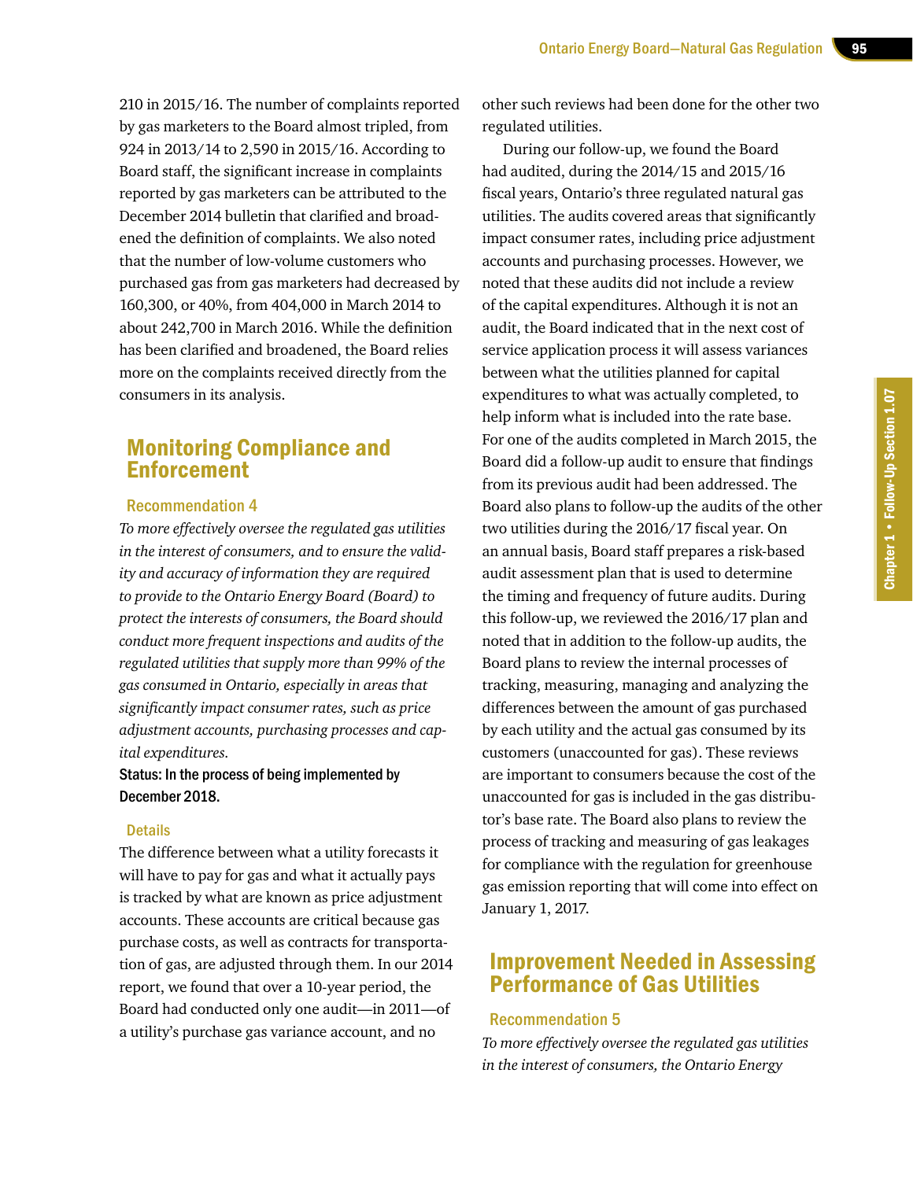210 in 2015/16. The number of complaints reported by gas marketers to the Board almost tripled, from 924 in 2013/14 to 2,590 in 2015/16. According to Board staff, the significant increase in complaints reported by gas marketers can be attributed to the December 2014 bulletin that clarified and broadened the definition of complaints. We also noted that the number of low-volume customers who purchased gas from gas marketers had decreased by 160,300, or 40%, from 404,000 in March 2014 to about 242,700 in March 2016. While the definition has been clarified and broadened, the Board relies more on the complaints received directly from the consumers in its analysis.

## Monitoring Compliance and Enforcement

### Recommendation 4

*To more effectively oversee the regulated gas utilities in the interest of consumers, and to ensure the validity and accuracy of information they are required to provide to the Ontario Energy Board (Board) to protect the interests of consumers, the Board should conduct more frequent inspections and audits of the regulated utilities that supply more than 99% of the gas consumed in Ontario, especially in areas that significantly impact consumer rates, such as price adjustment accounts, purchasing processes and capital expenditures.*

**Status: In the process of being implemented by December 2018.**

#### Details

The difference between what a utility forecasts it will have to pay for gas and what it actually pays is tracked by what are known as price adjustment accounts. These accounts are critical because gas purchase costs, as well as contracts for transportation of gas, are adjusted through them. In our 2014 report, we found that over a 10-year period, the Board had conducted only one audit—in 2011—of a utility's purchase gas variance account, and no other such reviews had been done for the other two regulated utilities.

During our follow-up, we found the Board had audited, during the 2014/15 and 2015/16 fiscal years, Ontario's three regulated natural gas utilities. The audits covered areas that significantly impact consumer rates, including price adjustment accounts and purchasing processes. However, we noted that these audits did not include a review of the capital expenditures. Although it is not an audit, the Board indicated that in the next cost of service application process it will assess variances between what the utilities planned for capital expenditures to what was actually completed, to help inform what is included into the rate base. For one of the audits completed in March 2015, the Board did a follow-up audit to ensure that findings from its previous audit had been addressed. The Board also plans to follow-up the audits of the other two utilities during the 2016/17 fiscal year. On an annual basis, Board staff prepares a risk-based audit assessment plan that is used to determine the timing and frequency of future audits. During this follow-up, we reviewed the 2016/17 plan and noted that in addition to the follow-up audits, the Board plans to review the internal processes of tracking, measuring, managing and analyzing the differences between the amount of gas purchased by each utility and the actual gas consumed by its customers (unaccounted for gas). These reviews are important to consumers because the cost of the unaccounted for gas is included in the gas distributor's base rate. The Board also plans to review the process of tracking and measuring of gas leakages for compliance with the regulation for greenhouse gas emission reporting that will come into effect on January 1, 2017.

## Improvement Needed in Assessing Performance of Gas Utilities

### Recommendation 5

*To more effectively oversee the regulated gas utilities in the interest of consumers, the Ontario Energy*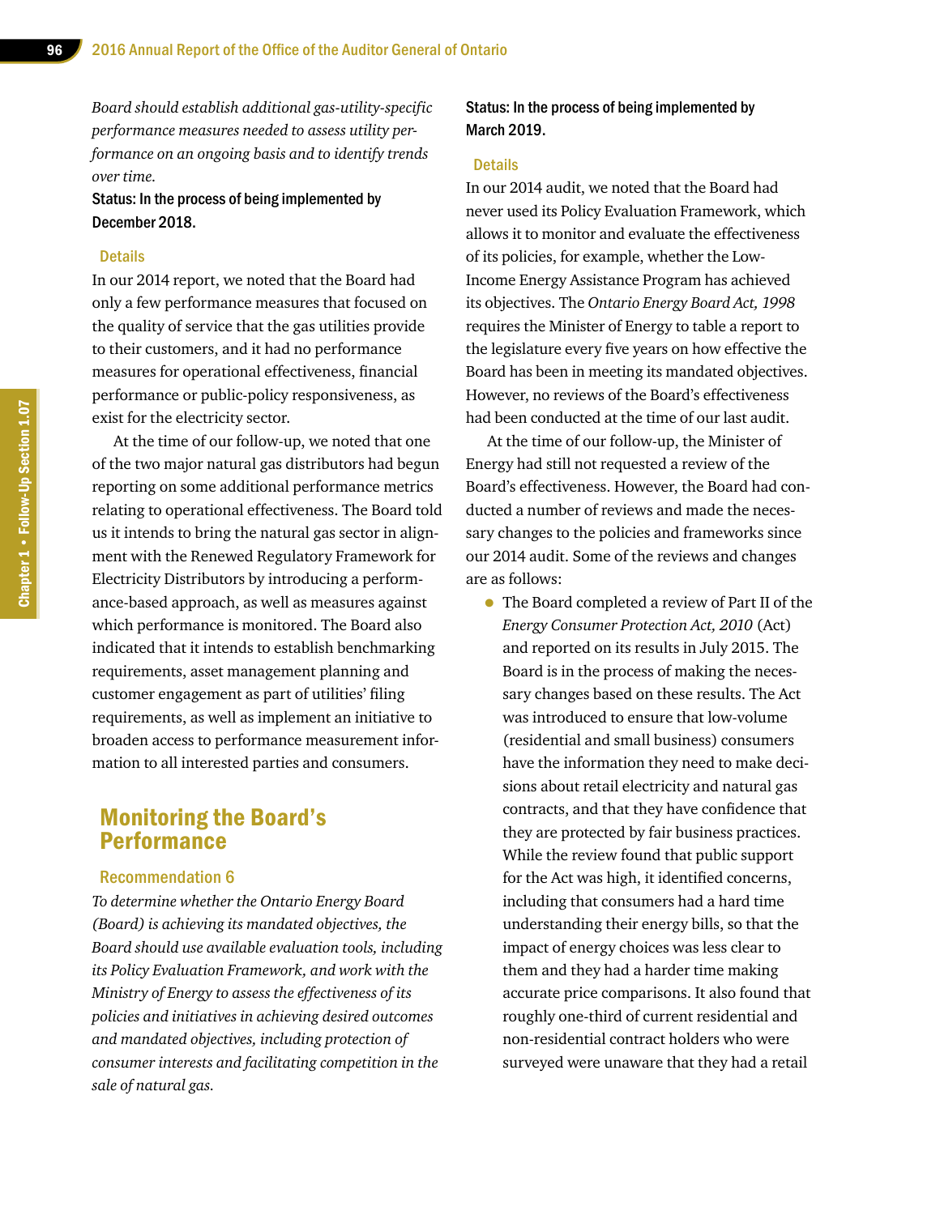*Board should establish additional gas-utility-specific performance measures needed to assess utility performance on an ongoing basis and to identify trends over time.*

**Status: In the process of being implemented by December 2018.**

### Details

In our 2014 report, we noted that the Board had only a few performance measures that focused on the quality of service that the gas utilities provide to their customers, and it had no performance measures for operational effectiveness, financial performance or public-policy responsiveness, as exist for the electricity sector.

At the time of our follow-up, we noted that one of the two major natural gas distributors had begun reporting on some additional performance metrics relating to operational effectiveness. The Board told us it intends to bring the natural gas sector in alignment with the Renewed Regulatory Framework for Electricity Distributors by introducing a performance-based approach, as well as measures against which performance is monitored. The Board also indicated that it intends to establish benchmarking requirements, asset management planning and customer engagement as part of utilities' filing requirements, as well as implement an initiative to broaden access to performance measurement information to all interested parties and consumers.

## Monitoring the Board's Performance

### Recommendation 6

*To determine whether the Ontario Energy Board (Board) is achieving its mandated objectives, the Board should use available evaluation tools, including its Policy Evaluation Framework, and work with the Ministry of Energy to assess the effectiveness of its policies and initiatives in achieving desired outcomes and mandated objectives, including protection of consumer interests and facilitating competition in the sale of natural gas.*

**Status: In the process of being implemented by March 2019.**

### Details

In our 2014 audit, we noted that the Board had never used its Policy Evaluation Framework, which allows it to monitor and evaluate the effectiveness of its policies, for example, whether the Low-Income Energy Assistance Program has achieved its objectives. The *Ontario Energy Board Act, 1998* requires the Minister of Energy to table a report to the legislature every five years on how effective the Board has been in meeting its mandated objectives. However, no reviews of the Board's effectiveness had been conducted at the time of our last audit.

At the time of our follow-up, the Minister of Energy had still not requested a review of the Board's effectiveness. However, the Board had conducted a number of reviews and made the necessary changes to the policies and frameworks since our 2014 audit. Some of the reviews and changes are as follows:

- The Board completed a review of Part II of the *Energy Consumer Protection Act, 2010* (Act) and reported on its results in July 2015. The Board is in the process of making the necessary changes based on these results. The Act was introduced to ensure that low-volume (residential and small business) consumers have the information they need to make decisions about retail electricity and natural gas contracts, and that they have confidence that they are protected by fair business practices. While the review found that public support for the Act was high, it identified concerns, including that consumers had a hard time understanding their energy bills, so that the impact of energy choices was less clear to them and they had a harder time making accurate price comparisons. It also found that roughly one-third of current residential and non-residential contract holders who were surveyed were unaware that they had a retail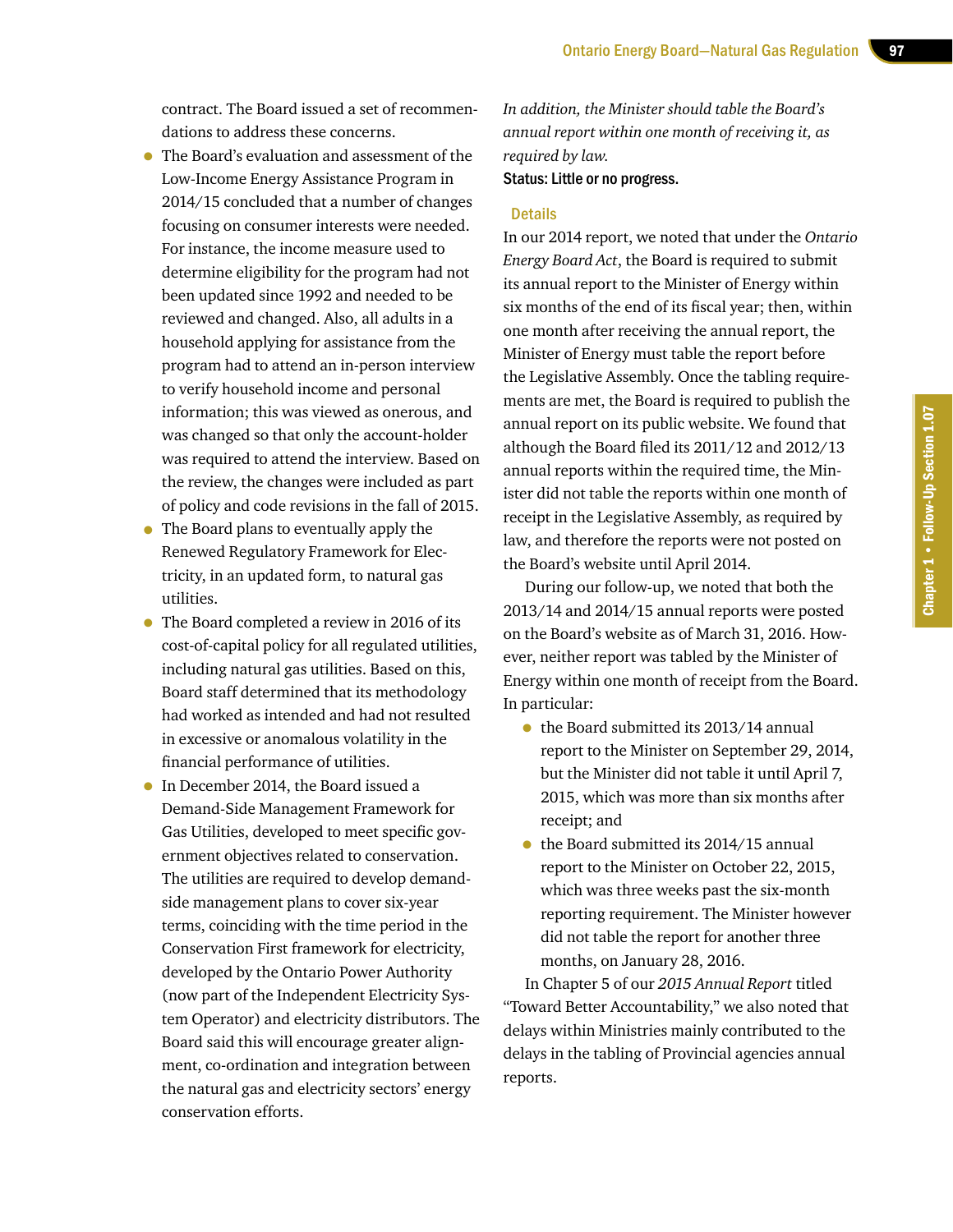contract. The Board issued a set of recommendations to address these concerns.

- The Board's evaluation and assessment of the Low-Income Energy Assistance Program in 2014/15 concluded that a number of changes focusing on consumer interests were needed. For instance, the income measure used to determine eligibility for the program had not been updated since 1992 and needed to be reviewed and changed. Also, all adults in a household applying for assistance from the program had to attend an in-person interview to verify household income and personal information; this was viewed as onerous, and was changed so that only the account-holder was required to attend the interview. Based on the review, the changes were included as part of policy and code revisions in the fall of 2015.
- The Board plans to eventually apply the Renewed Regulatory Framework for Electricity, in an updated form, to natural gas utilities.
- The Board completed a review in 2016 of its cost-of-capital policy for all regulated utilities, including natural gas utilities. Based on this, Board staff determined that its methodology had worked as intended and had not resulted in excessive or anomalous volatility in the financial performance of utilities.
- In December 2014, the Board issued a Demand-Side Management Framework for Gas Utilities, developed to meet specific government objectives related to conservation. The utilities are required to develop demand-side management plans to cover six-year terms, coinciding with the time period in the Conservation First framework for electricity, developed by the Ontario Power Authority (now part of the Independent Electricity System Operator) and electricity distributors. The Board said this will encourage greater alignment, co-ordination and integration between the natural gas and electricity sectors' energy conservation efforts.

*In addition, the Minister should table the Board's annual report within one month of receiving it, as required by law.*

**Status: Little or no progress.**

### Details

In our 2014 report, we noted that under the *Ontario Energy Board Act*, the Board is required to submit its annual report to the Minister of Energy within six months of the end of its fiscal year; then, within one month after receiving the annual report, the Minister of Energy must table the report before the Legislative Assembly. Once the tabling requirements are met, the Board is required to publish the annual report on its public website. We found that although the Board filed its 2011/12 and 2012/13 annual reports within the required time, the Minister did not table the reports within one month of receipt in the Legislative Assembly, as required by law, and therefore the reports were not posted on the Board's website until April 2014.

During our follow-up, we noted that both the 2013/14 and 2014/15 annual reports were posted on the Board's website as of March 31, 2016. However, neither report was tabled by the Minister of Energy within one month of receipt from the Board. In particular:

- the Board submitted its 2013/14 annual report to the Minister on September 29, 2014, but the Minister did not table it until April 7, 2015, which was more than six months after receipt; and
- the Board submitted its 2014/15 annual report to the Minister on October 22, 2015, which was three weeks past the six-month reporting requirement. The Minister however did not table the report for another three months, on January 28, 2016.

In Chapter 5 of our *2015 Annual Report* titled "Toward Better Accountability," we also noted that delays within Ministries mainly contributed to the delays in the tabling of Provincial agencies annual reports.